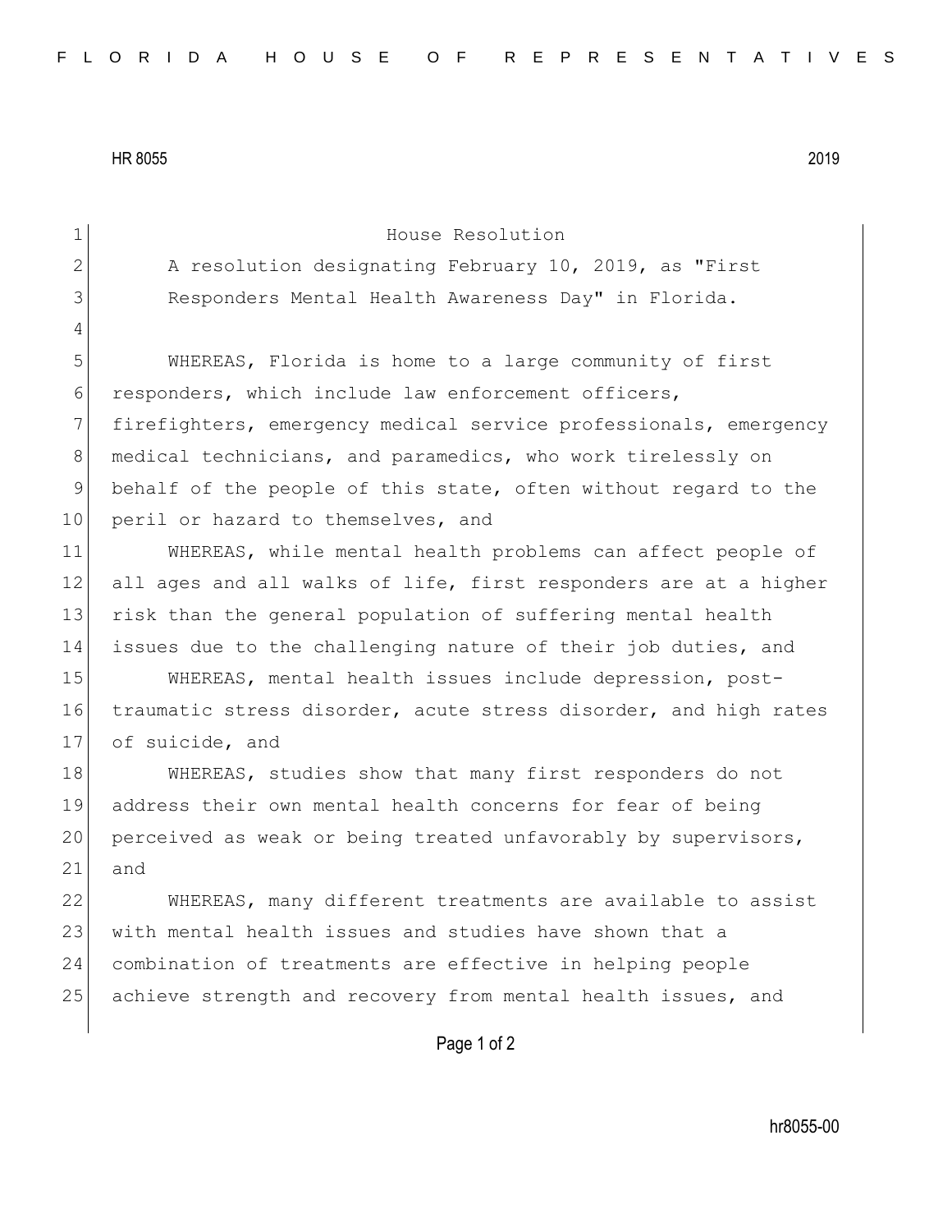HR 8055 2019

# House Resolution

A resolution designating February 10, 2019, as "First Responders Mental Health Awareness Day" in Florida.

WHEREAS, Florida is home to a large community of first responders, which include law enforcement officers, firefighters, emergency medical service professionals, emergency medical technicians, and paramedics, who work tirelessly on behalf of the people of this state, often without regard to the peril or hazard to themselves, and

WHEREAS, while mental health problems can affect people of all ages and all walks of life, first responders are at a higher risk than the general population of suffering mental health issues due to the challenging nature of their job duties, and

WHEREAS, mental health issues include depression, post-traumatic stress disorder, acute stress disorder, and high rates of suicide, and

WHEREAS, studies show that many first responders do not address their own mental health concerns for fear of being perceived as weak or being treated unfavorably by supervisors, and

WHEREAS, many different treatments are available to assist with mental health issues and studies have shown that a combination of treatments are effective in helping people achieve strength and recovery from mental health issues, and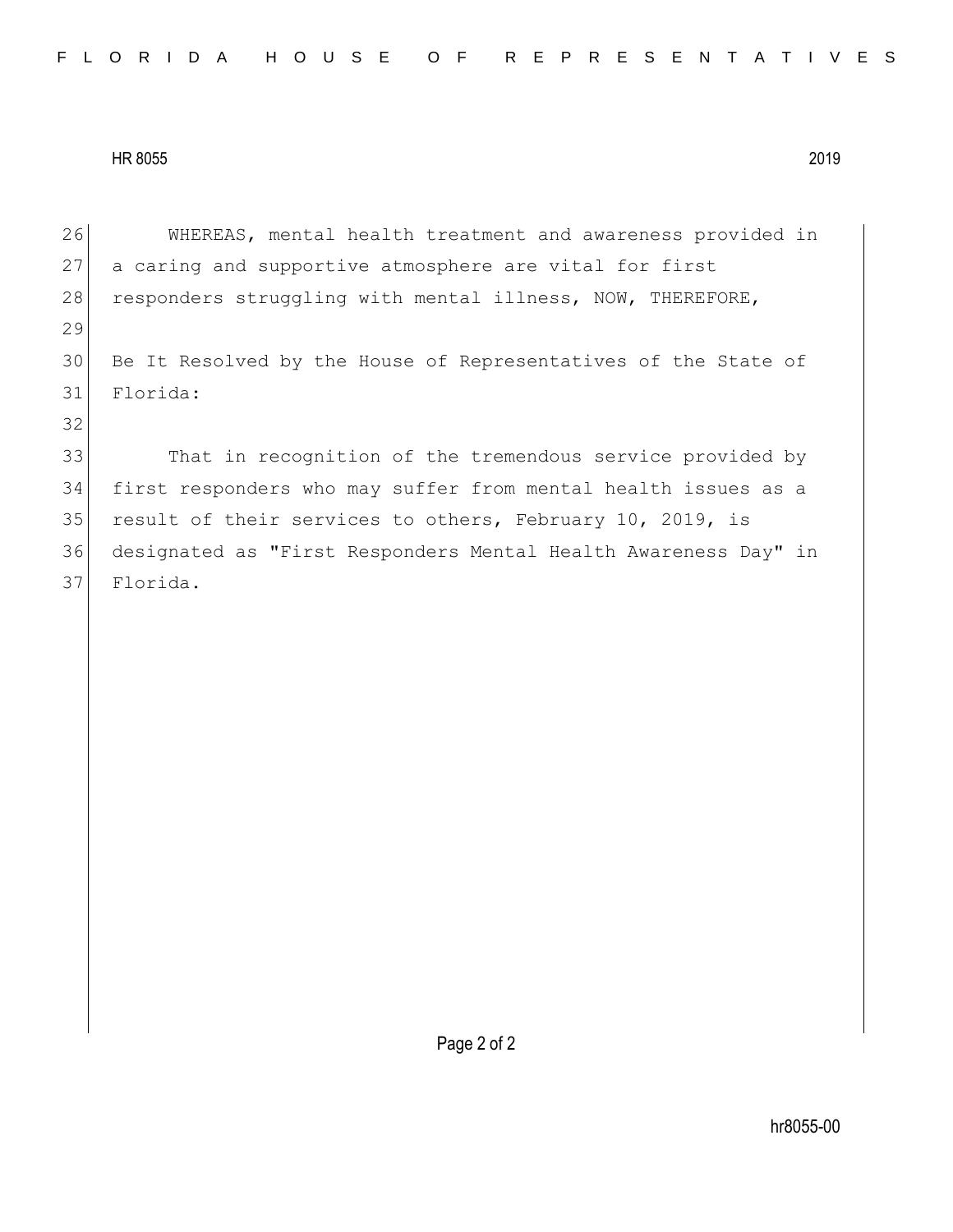WHEREAS, mental health treatment and awareness provided in a caring and supportive atmosphere are vital for first responders struggling with mental illness, NOW, THEREFORE,

Be It Resolved by the House of Representatives of the State of Florida:

That in recognition of the tremendous service provided by first responders who may suffer from mental health issues as a result of their services to others, February 10, 2019, is designated as "First Responders Mental Health Awareness Day" in Florida.